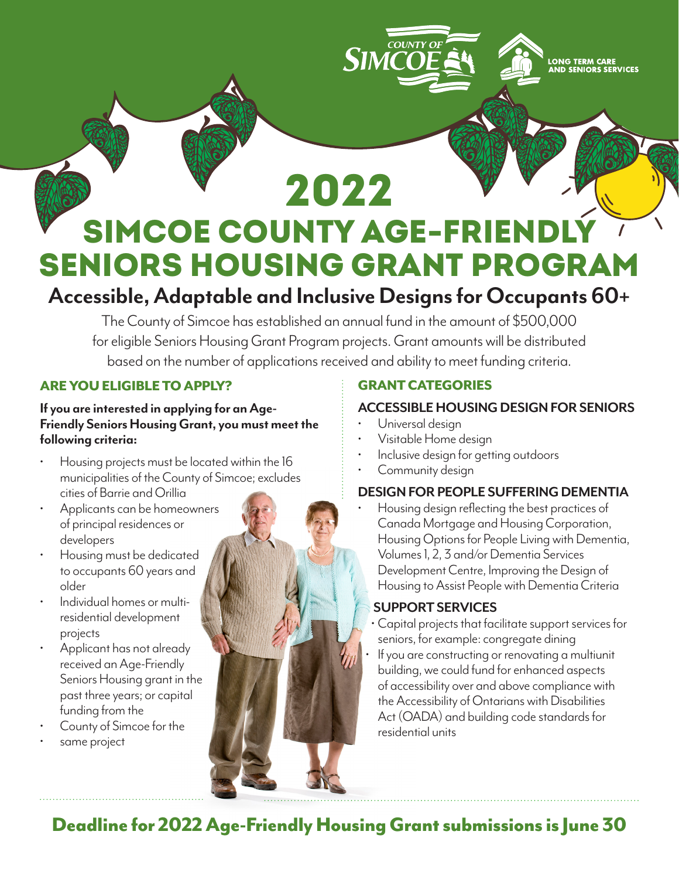COUNTY OF SIMCOE

LONG TERM CARE AND SENIORS SERVICES

# 2022 SIMCOE COUNTY AGE-FRIENDLY SENIORS HOUSING GRANT PROGRAM

## Accessible, Adaptable and Inclusive Designs for Occupants 60+

The County of Simcoe has established an annual fund in the amount of $500,000 for eligible Seniors Housing Grant Program projects. Grant amounts will be distributed based on the number of applications received and ability to meet funding criteria.

### ARE YOU ELIGIBLE TO APPLY?

**If you are interested in applying for an Age-Friendly Seniors Housing Grant, you must meet the following criteria:**

- Housing projects must be located within the 16 municipalities of the County of Simcoe; excludes cities of Barrie and Orillia
- Applicants can be homeowners of principal residences or developers
- Housing must be dedicated to occupants 60 years and older
- Individual homes or multi-residential development projects
- Applicant has not already received an Age-Friendly Seniors Housing grant in the past three years; or capital funding from the
- County of Simcoe for the
- same project

### GRANT CATEGORIES

#### ACCESSIBLE HOUSING DESIGN FOR SENIORS

- Universal design
- Visitable Home design
- Inclusive design for getting outdoors
- Community design

#### DESIGN FOR PEOPLE SUFFERING DEMENTIA

- Housing design reflecting the best practices of Canada Mortgage and Housing Corporation, Housing Options for People Living with Dementia, Volumes 1, 2, 3 and/or Dementia Services Development Centre, Improving the Design of Housing to Assist People with Dementia Criteria

#### SUPPORT SERVICES

- Capital projects that facilitate support services for seniors, for example: congregate dining
- If you are constructing or renovating a multiunit building, we could fund for enhanced aspects of accessibility over and above compliance with the Accessibility of Ontarians with Disabilities Act (OADA) and building code standards for residential units

**Deadline for 2022 Age-Friendly Housing Grant submissions is June 30**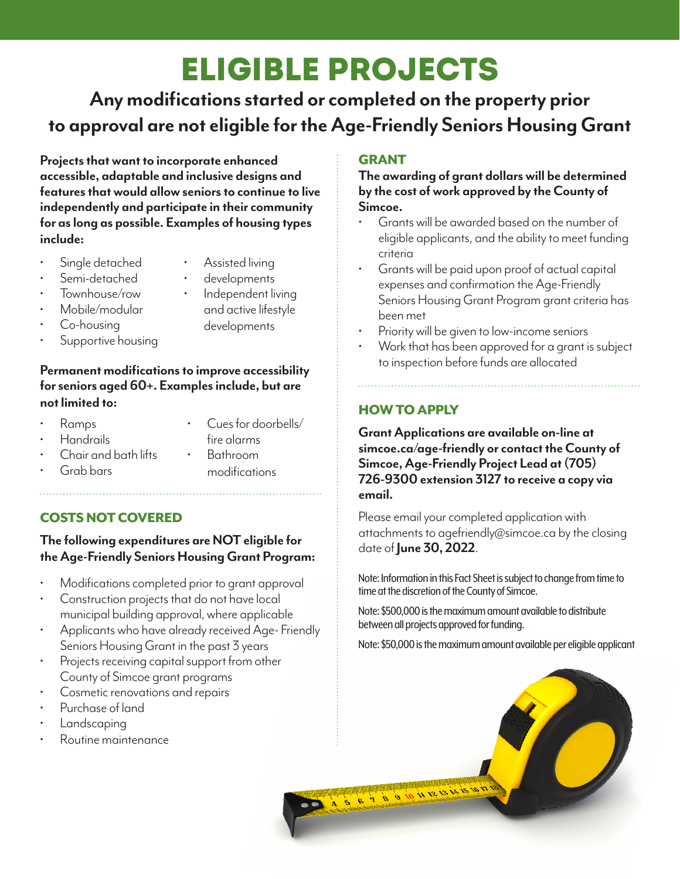# ELIGIBLE PROJECTS

## Any modifications started or completed on the property prior to approval are not eligible for the Age-Friendly Seniors Housing Grant

**Projects that want to incorporate enhanced accessible, adaptable and inclusive designs and features that would allow seniors to continue to live independently and participate in their community for as long as possible. Examples of housing types include:**

- Single detached
- Semi-detached
- Townhouse/row
- Mobile/modular
- Co-housing
- Supportive housing
- Assisted living developments
- Independent living and active lifestyle developments

**Permanent modifications to improve accessibility for seniors aged 60+. Examples include, but are not limited to:**

- Ramps
- Handrails
- Chair and bath lifts
- Grab bars
- Cues for doorbells/ fire alarms
- Bathroom modifications

### COSTS NOT COVERED

**The following expenditures are NOT eligible for the Age-Friendly Seniors Housing Grant Program:**

- Modifications completed prior to grant approval
- Construction projects that do not have local municipal building approval, where applicable
- Applicants who have already received Age- Friendly Seniors Housing Grant in the past 3 years
- Projects receiving capital support from other County of Simcoe grant programs
- Cosmetic renovations and repairs
- Purchase of land
- Landscaping
- Routine maintenance

### GRANT

**The awarding of grant dollars will be determined by the cost of work approved by the County of Simcoe.**

- Grants will be awarded based on the number of eligible applicants, and the ability to meet funding criteria
- Grants will be paid upon proof of actual capital expenses and confirmation the Age-Friendly Seniors Housing Grant Program grant criteria has been met
- Priority will be given to low-income seniors
- Work that has been approved for a grant is subject to inspection before funds are allocated

### HOW TO APPLY

**Grant Applications are available on-line at simcoe.ca/age-friendly or contact the County of Simcoe, Age-Friendly Project Lead at (705) 726-9300 extension 3127 to receive a copy via email.**

Please email your completed application with attachments to agefriendly@simcoe.ca by the closing date of **June 30, 2022**.

Note: Information in this Fact Sheet is subject to change from time to time at the discretion of the County of Simcoe.

Note: $500,000 is the maximum amount available to distribute between all projects approved for funding.

Note: $50,000 is the maximum amount available per eligible applicant